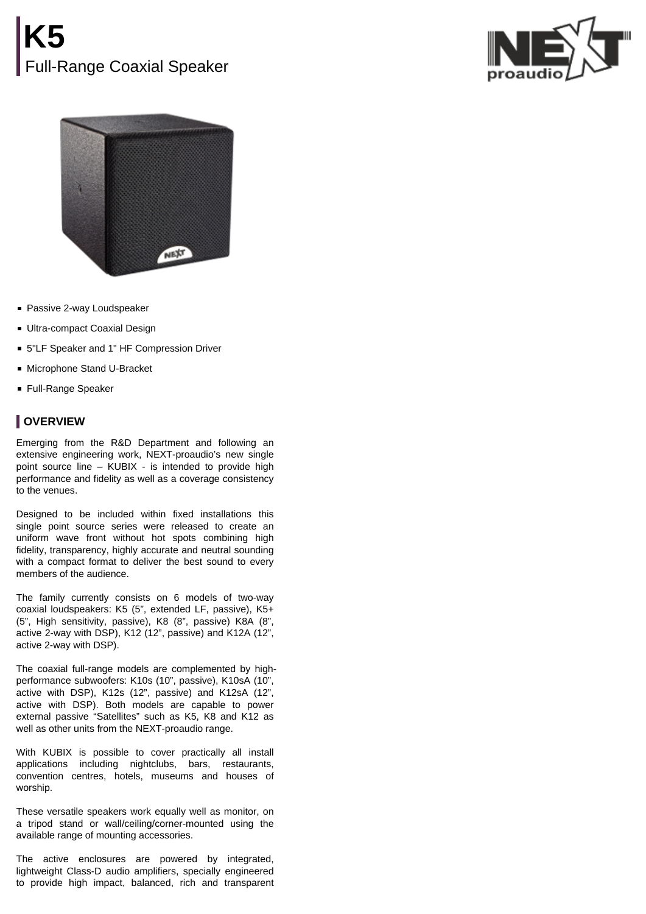# K5

Full-Range Coaxial Speaker

- Passive 2-way Loudspeaker
- Ultra-compact Coaxial Design
- 5"LF Speaker and 1" HF Compression Driver
- Microphone Stand U-Bracket
- Full-Range Speaker

## OVERVIEW

Emerging from the R&D Department and following an extensive engineering work, NEXT-proaudio's new single point source line – KUBIX - is intended to provide high performance and fidelity as well as a coverage consistency to the venues.

Designed to be included within fixed installations this single point source series were released to create an uniform wave front without hot spots combining high fidelity, transparency, highly accurate and neutral sounding with a compact format to deliver the best sound to every members of the audience.

The family currently consists on 6 models of two-way coaxial loudspeakers: K5 (5", extended LF, passive), K5+ (5", High sensitivity, passive), K8 (8", passive) K8A (8", active 2-way with DSP), K12 (12", passive) and K12A (12", active 2-way with DSP).

The coaxial full-range models are complemented by high-performance subwoofers: K10s (10", passive), K10sA (10", active with DSP), K12s (12", passive) and K12sA (12", active with DSP). Both models are capable to power external passive "Satellites" such as K5, K8 and K12 as well as other units from the NEXT-proaudio range.

With KUBIX is possible to cover practically all install applications including nightclubs, bars, restaurants, convention centres, hotels, museums and houses of worship.

These versatile speakers work equally well as monitor, on a tripod stand or wall/ceiling/corner-mounted using the available range of mounting accessories.

The active enclosures are powered by integrated, lightweight Class-D audio amplifiers, specially engineered to provide high impact, balanced, rich and transparent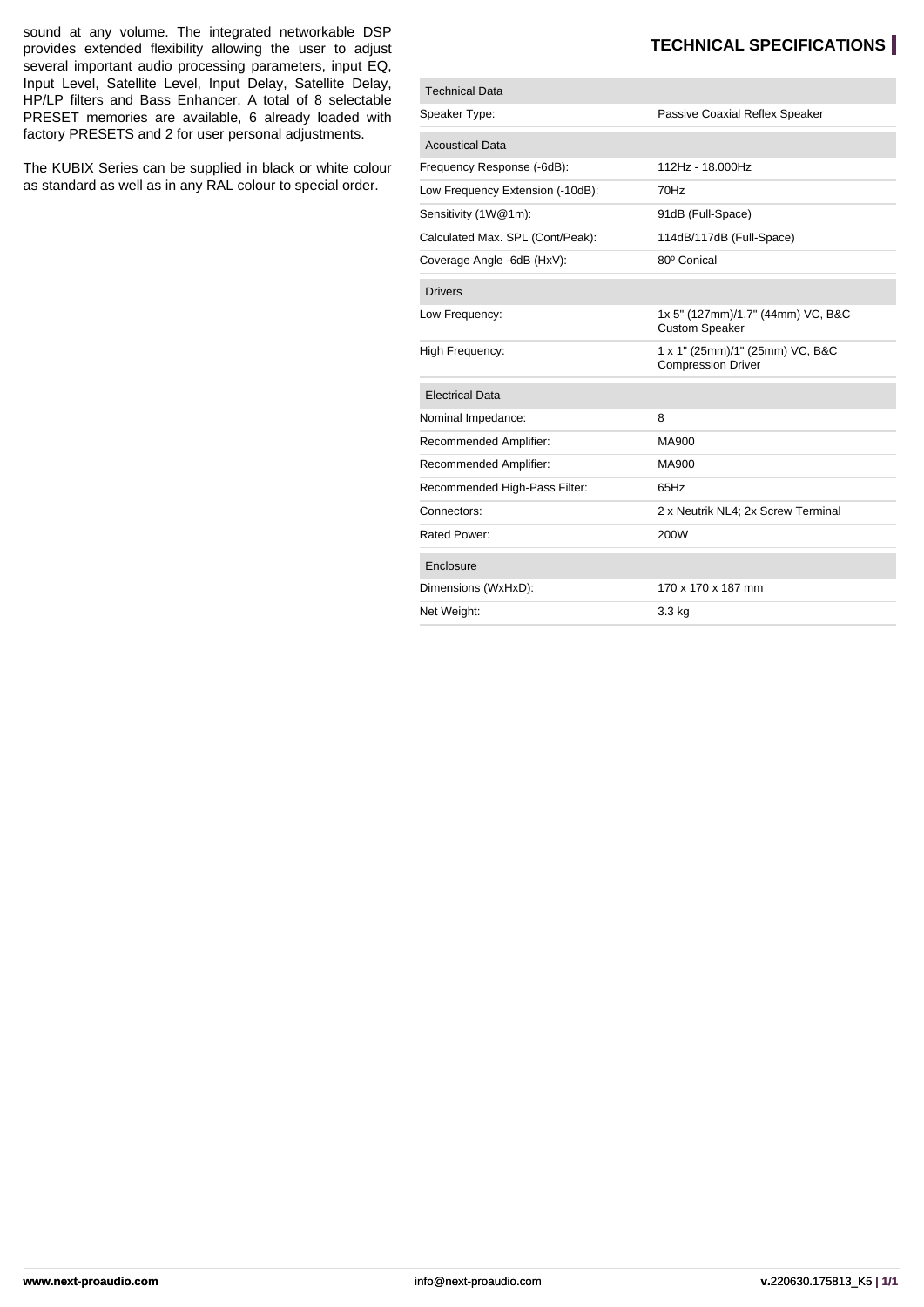sound at any volume. The integrated networkable DSP provides extended flexibility allowing the user to adjust several important audio processing parameters, input EQ, Input Level, Satellite Level, Input Delay, Satellite Delay, HP/LP filters and Bass Enhancer. A total of 8 selectable PRESET memories are available, 6 already loaded with factory PRESETS and 2 for user personal adjustments.

The KUBIX Series can be supplied in black or white colour as standard as well as in any RAL colour to special order.

## TECHNICAL SPECIFICATIONS

| | |
|---|---|
| **Technical Data** | |
| Speaker Type: | Passive Coaxial Reflex Speaker |
| **Acoustical Data** | |
| Frequency Response (-6dB): | 112Hz - 18.000Hz |
| Low Frequency Extension (-10dB): | 70Hz |
| Sensitivity (1W@1m): | 91dB (Full-Space) |
| Calculated Max. SPL (Cont/Peak): | 114dB/117dB (Full-Space) |
| Coverage Angle -6dB (HxV): | 80º Conical |
| **Drivers** | |
| Low Frequency: | 1x 5" (127mm)/1.7" (44mm) VC, B&C Custom Speaker |
| High Frequency: | 1 x 1" (25mm)/1" (25mm) VC, B&C Compression Driver |
| **Electrical Data** | |
| Nominal Impedance: | 8 |
| Recommended Amplifier: | MA900 |
| Recommended Amplifier: | MA900 |
| Recommended High-Pass Filter: | 65Hz |
| Connectors: | 2 x Neutrik NL4; 2x Screw Terminal |
| Rated Power: | 200W |
| **Enclosure** | |
| Dimensions (WxHxD): | 170 x 170 x 187 mm |
| Net Weight: | 3.3 kg |

www.next-proaudio.com info@next-proaudio.com v.220630.175813_K5